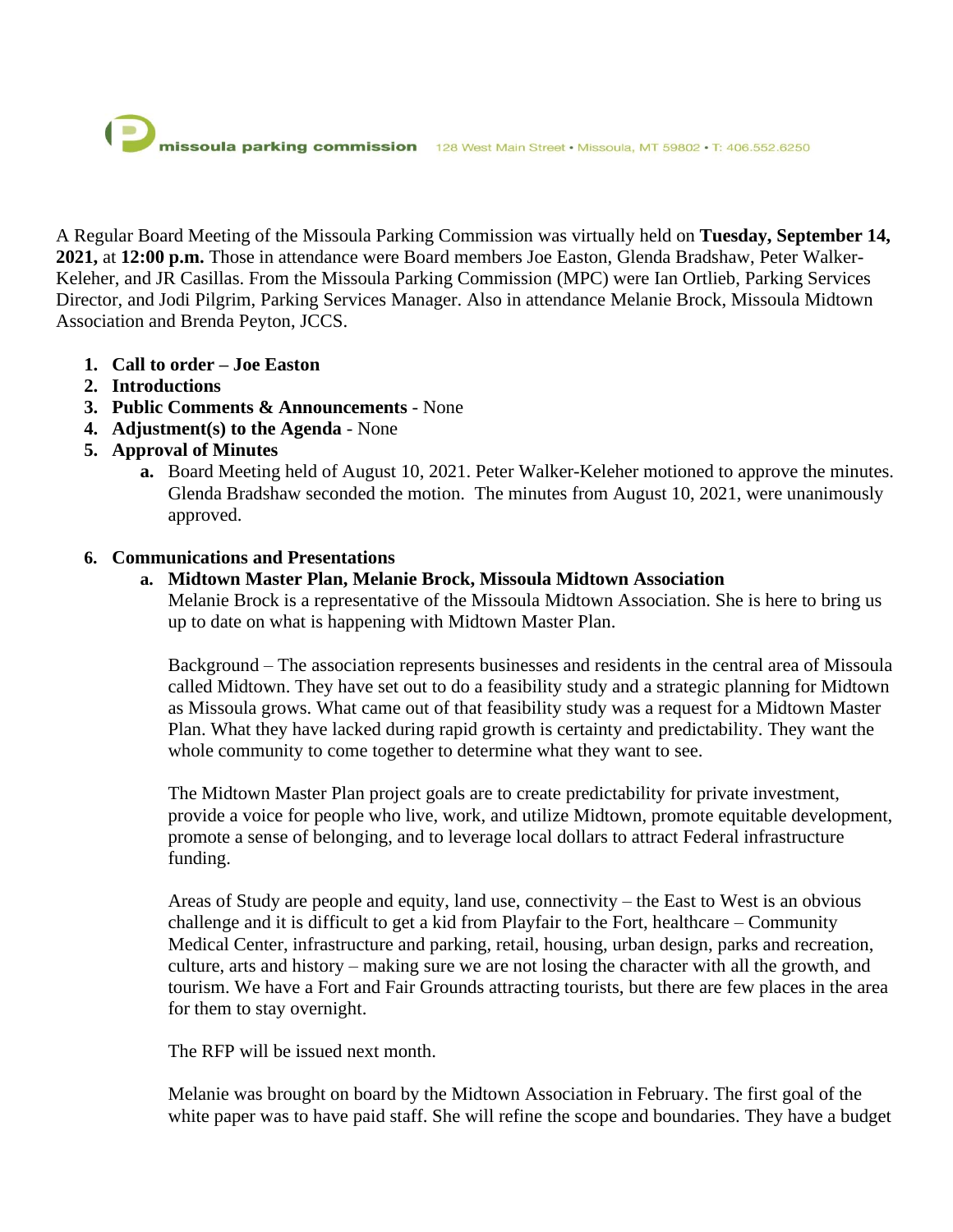missoula parking commission 128 West Main Street • Missoula, MT 59802 • T: 406.552.6250

A Regular Board Meeting of the Missoula Parking Commission was virtually held on **Tuesday, September 14, 2021,** at **12:00 p.m.** Those in attendance were Board members Joe Easton, Glenda Bradshaw, Peter Walker-Keleher, and JR Casillas. From the Missoula Parking Commission (MPC) were Ian Ortlieb, Parking Services Director, and Jodi Pilgrim, Parking Services Manager. Also in attendance Melanie Brock, Missoula Midtown Association and Brenda Peyton, JCCS.

1. **Call to order – Joe Easton**
2. **Introductions**
3. **Public Comments & Announcements** - None
4. **Adjustment(s) to the Agenda** - None
5. **Approval of Minutes**
   a. Board Meeting held of August 10, 2021. Peter Walker-Keleher motioned to approve the minutes. Glenda Bradshaw seconded the motion. The minutes from August 10, 2021, were unanimously approved.

6. **Communications and Presentations**
   a. **Midtown Master Plan, Melanie Brock, Missoula Midtown Association**
   Melanie Brock is a representative of the Missoula Midtown Association. She is here to bring us up to date on what is happening with Midtown Master Plan.

   Background – The association represents businesses and residents in the central area of Missoula called Midtown. They have set out to do a feasibility study and a strategic planning for Midtown as Missoula grows. What came out of that feasibility study was a request for a Midtown Master Plan. What they have lacked during rapid growth is certainty and predictability. They want the whole community to come together to determine what they want to see.

   The Midtown Master Plan project goals are to create predictability for private investment, provide a voice for people who live, work, and utilize Midtown, promote equitable development, promote a sense of belonging, and to leverage local dollars to attract Federal infrastructure funding.

   Areas of Study are people and equity, land use, connectivity – the East to West is an obvious challenge and it is difficult to get a kid from Playfair to the Fort, healthcare – Community Medical Center, infrastructure and parking, retail, housing, urban design, parks and recreation, culture, arts and history – making sure we are not losing the character with all the growth, and tourism. We have a Fort and Fair Grounds attracting tourists, but there are few places in the area for them to stay overnight.

   The RFP will be issued next month.

   Melanie was brought on board by the Midtown Association in February. The first goal of the white paper was to have paid staff. She will refine the scope and boundaries. They have a budget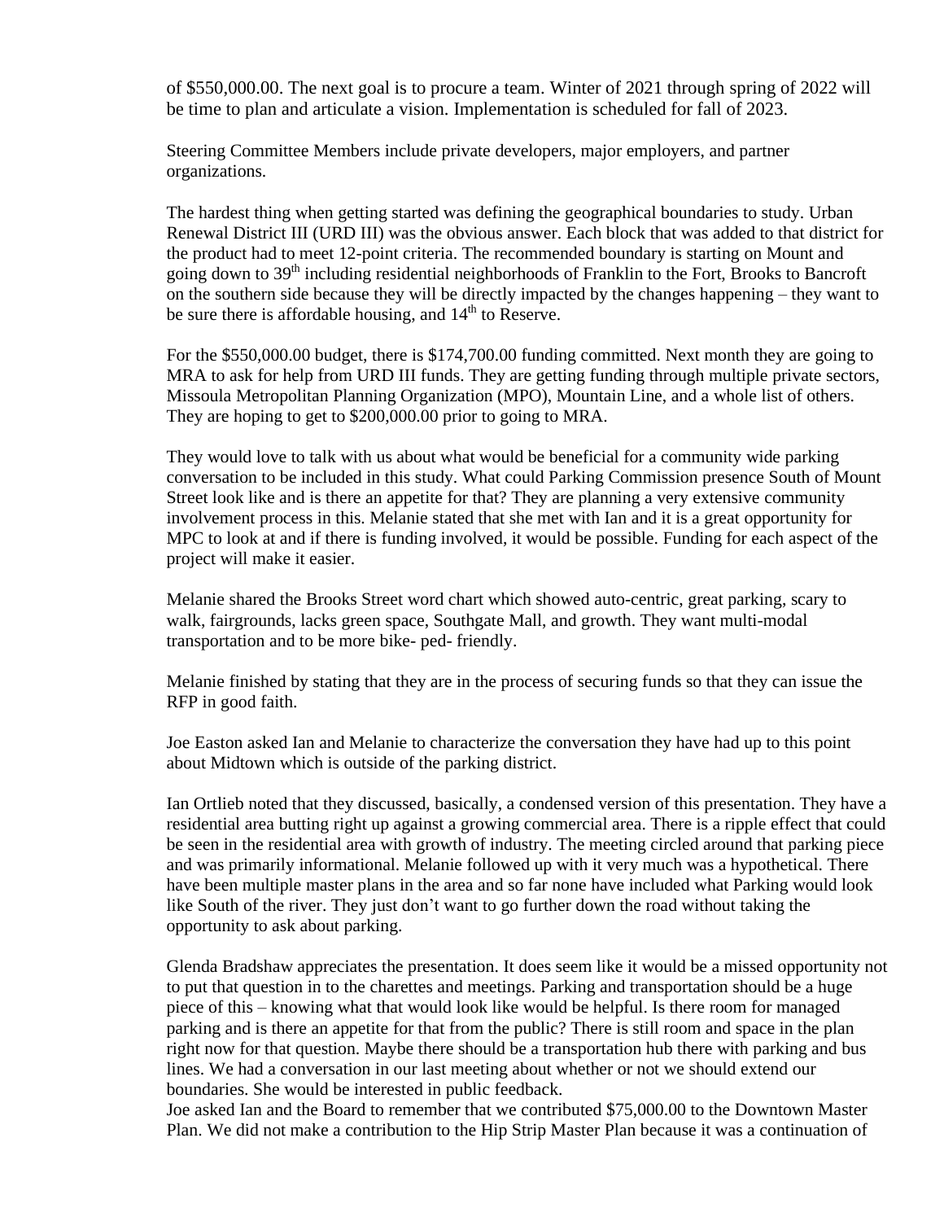of $550,000.00. The next goal is to procure a team. Winter of 2021 through spring of 2022 will be time to plan and articulate a vision. Implementation is scheduled for fall of 2023.

Steering Committee Members include private developers, major employers, and partner organizations.

The hardest thing when getting started was defining the geographical boundaries to study. Urban Renewal District III (URD III) was the obvious answer. Each block that was added to that district for the product had to meet 12-point criteria. The recommended boundary is starting on Mount and going down to 39th including residential neighborhoods of Franklin to the Fort, Brooks to Bancroft on the southern side because they will be directly impacted by the changes happening – they want to be sure there is affordable housing, and 14th to Reserve.

For the $550,000.00 budget, there is $174,700.00 funding committed. Next month they are going to MRA to ask for help from URD III funds. They are getting funding through multiple private sectors, Missoula Metropolitan Planning Organization (MPO), Mountain Line, and a whole list of others. They are hoping to get to $200,000.00 prior to going to MRA.

They would love to talk with us about what would be beneficial for a community wide parking conversation to be included in this study. What could Parking Commission presence South of Mount Street look like and is there an appetite for that? They are planning a very extensive community involvement process in this. Melanie stated that she met with Ian and it is a great opportunity for MPC to look at and if there is funding involved, it would be possible. Funding for each aspect of the project will make it easier.

Melanie shared the Brooks Street word chart which showed auto-centric, great parking, scary to walk, fairgrounds, lacks green space, Southgate Mall, and growth. They want multi-modal transportation and to be more bike- ped- friendly.

Melanie finished by stating that they are in the process of securing funds so that they can issue the RFP in good faith.

Joe Easton asked Ian and Melanie to characterize the conversation they have had up to this point about Midtown which is outside of the parking district.

Ian Ortlieb noted that they discussed, basically, a condensed version of this presentation. They have a residential area butting right up against a growing commercial area. There is a ripple effect that could be seen in the residential area with growth of industry. The meeting circled around that parking piece and was primarily informational. Melanie followed up with it very much was a hypothetical. There have been multiple master plans in the area and so far none have included what Parking would look like South of the river. They just don't want to go further down the road without taking the opportunity to ask about parking.

Glenda Bradshaw appreciates the presentation. It does seem like it would be a missed opportunity not to put that question in to the charettes and meetings. Parking and transportation should be a huge piece of this – knowing what that would look like would be helpful. Is there room for managed parking and is there an appetite for that from the public? There is still room and space in the plan right now for that question. Maybe there should be a transportation hub there with parking and bus lines. We had a conversation in our last meeting about whether or not we should extend our boundaries. She would be interested in public feedback.

Joe asked Ian and the Board to remember that we contributed $75,000.00 to the Downtown Master Plan. We did not make a contribution to the Hip Strip Master Plan because it was a continuation of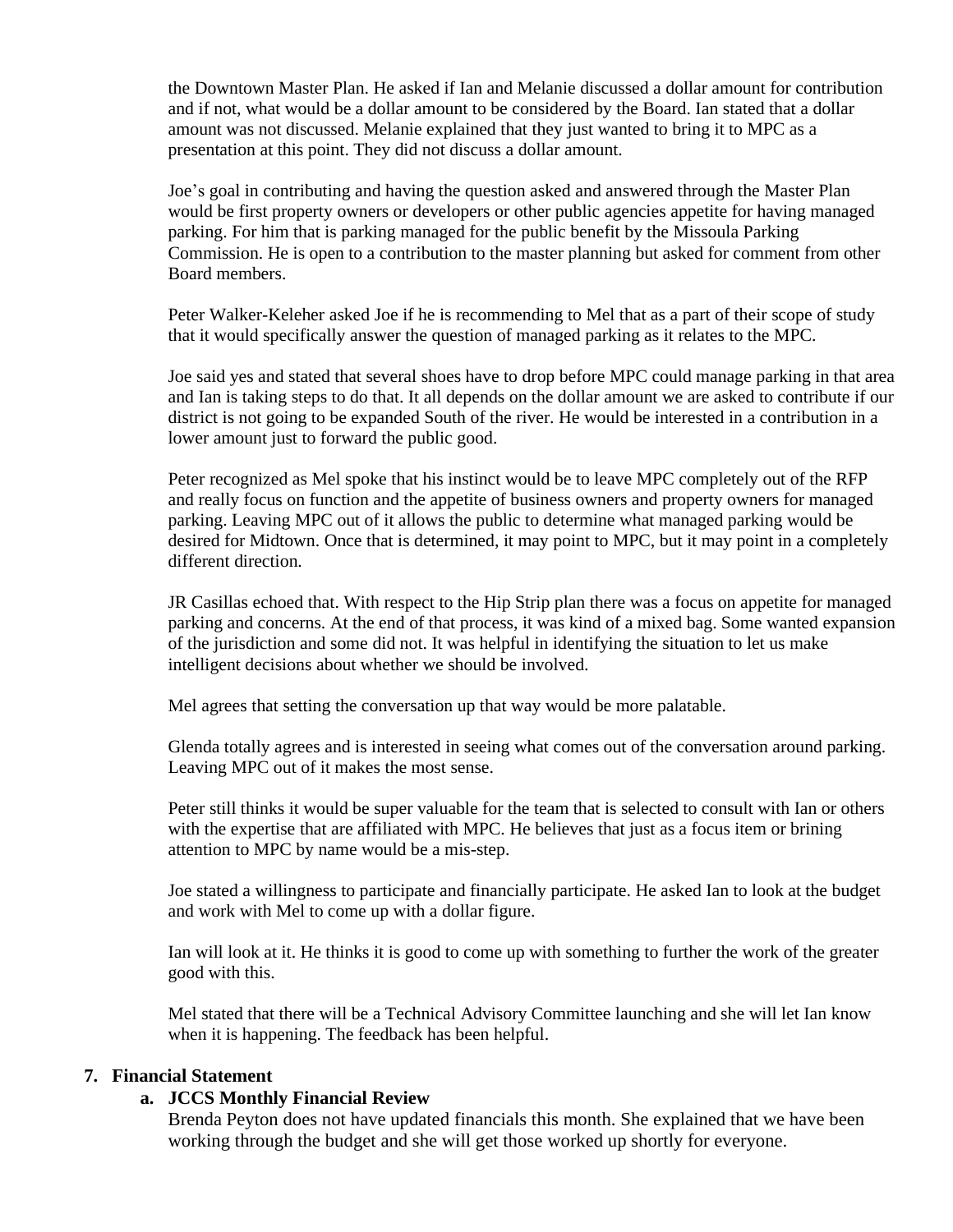the Downtown Master Plan. He asked if Ian and Melanie discussed a dollar amount for contribution and if not, what would be a dollar amount to be considered by the Board. Ian stated that a dollar amount was not discussed. Melanie explained that they just wanted to bring it to MPC as a presentation at this point. They did not discuss a dollar amount.

Joe's goal in contributing and having the question asked and answered through the Master Plan would be first property owners or developers or other public agencies appetite for having managed parking. For him that is parking managed for the public benefit by the Missoula Parking Commission. He is open to a contribution to the master planning but asked for comment from other Board members.

Peter Walker-Keleher asked Joe if he is recommending to Mel that as a part of their scope of study that it would specifically answer the question of managed parking as it relates to the MPC.

Joe said yes and stated that several shoes have to drop before MPC could manage parking in that area and Ian is taking steps to do that. It all depends on the dollar amount we are asked to contribute if our district is not going to be expanded South of the river. He would be interested in a contribution in a lower amount just to forward the public good.

Peter recognized as Mel spoke that his instinct would be to leave MPC completely out of the RFP and really focus on function and the appetite of business owners and property owners for managed parking. Leaving MPC out of it allows the public to determine what managed parking would be desired for Midtown. Once that is determined, it may point to MPC, but it may point in a completely different direction.

JR Casillas echoed that. With respect to the Hip Strip plan there was a focus on appetite for managed parking and concerns. At the end of that process, it was kind of a mixed bag. Some wanted expansion of the jurisdiction and some did not. It was helpful in identifying the situation to let us make intelligent decisions about whether we should be involved.

Mel agrees that setting the conversation up that way would be more palatable.

Glenda totally agrees and is interested in seeing what comes out of the conversation around parking. Leaving MPC out of it makes the most sense.

Peter still thinks it would be super valuable for the team that is selected to consult with Ian or others with the expertise that are affiliated with MPC. He believes that just as a focus item or brining attention to MPC by name would be a mis-step.

Joe stated a willingness to participate and financially participate. He asked Ian to look at the budget and work with Mel to come up with a dollar figure.

Ian will look at it. He thinks it is good to come up with something to further the work of the greater good with this.

Mel stated that there will be a Technical Advisory Committee launching and she will let Ian know when it is happening. The feedback has been helpful.

**7. Financial Statement**

**a. JCCS Monthly Financial Review**

Brenda Peyton does not have updated financials this month. She explained that we have been working through the budget and she will get those worked up shortly for everyone.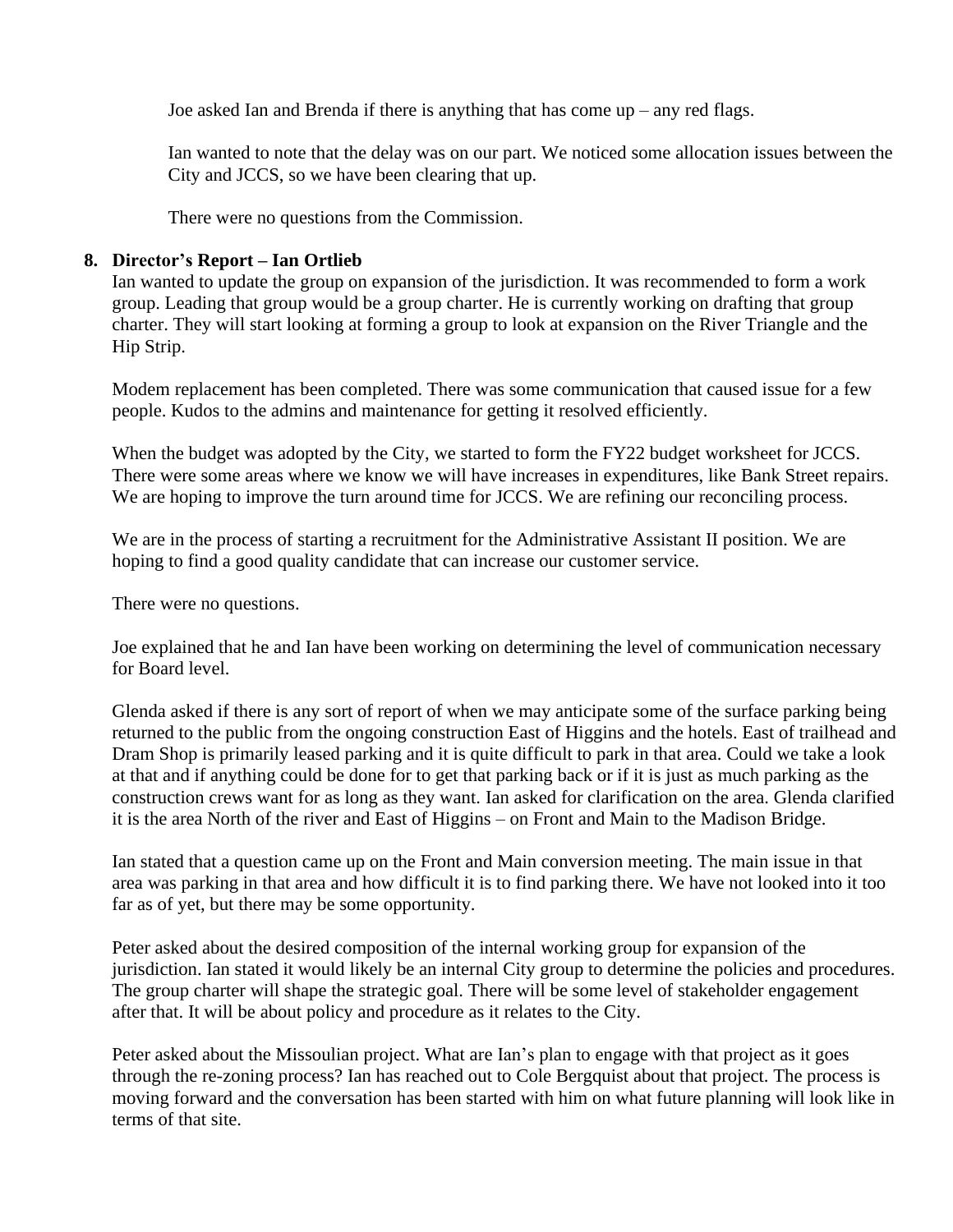Joe asked Ian and Brenda if there is anything that has come up – any red flags.

Ian wanted to note that the delay was on our part. We noticed some allocation issues between the City and JCCS, so we have been clearing that up.

There were no questions from the Commission.

**8. Director's Report – Ian Ortlieb**

Ian wanted to update the group on expansion of the jurisdiction. It was recommended to form a work group. Leading that group would be a group charter. He is currently working on drafting that group charter. They will start looking at forming a group to look at expansion on the River Triangle and the Hip Strip.

Modem replacement has been completed. There was some communication that caused issue for a few people. Kudos to the admins and maintenance for getting it resolved efficiently.

When the budget was adopted by the City, we started to form the FY22 budget worksheet for JCCS. There were some areas where we know we will have increases in expenditures, like Bank Street repairs. We are hoping to improve the turn around time for JCCS. We are refining our reconciling process.

We are in the process of starting a recruitment for the Administrative Assistant II position. We are hoping to find a good quality candidate that can increase our customer service.

There were no questions.

Joe explained that he and Ian have been working on determining the level of communication necessary for Board level.

Glenda asked if there is any sort of report of when we may anticipate some of the surface parking being returned to the public from the ongoing construction East of Higgins and the hotels. East of trailhead and Dram Shop is primarily leased parking and it is quite difficult to park in that area. Could we take a look at that and if anything could be done for to get that parking back or if it is just as much parking as the construction crews want for as long as they want. Ian asked for clarification on the area. Glenda clarified it is the area North of the river and East of Higgins – on Front and Main to the Madison Bridge.

Ian stated that a question came up on the Front and Main conversion meeting. The main issue in that area was parking in that area and how difficult it is to find parking there. We have not looked into it too far as of yet, but there may be some opportunity.

Peter asked about the desired composition of the internal working group for expansion of the jurisdiction. Ian stated it would likely be an internal City group to determine the policies and procedures. The group charter will shape the strategic goal. There will be some level of stakeholder engagement after that. It will be about policy and procedure as it relates to the City.

Peter asked about the Missoulian project. What are Ian's plan to engage with that project as it goes through the re-zoning process? Ian has reached out to Cole Bergquist about that project. The process is moving forward and the conversation has been started with him on what future planning will look like in terms of that site.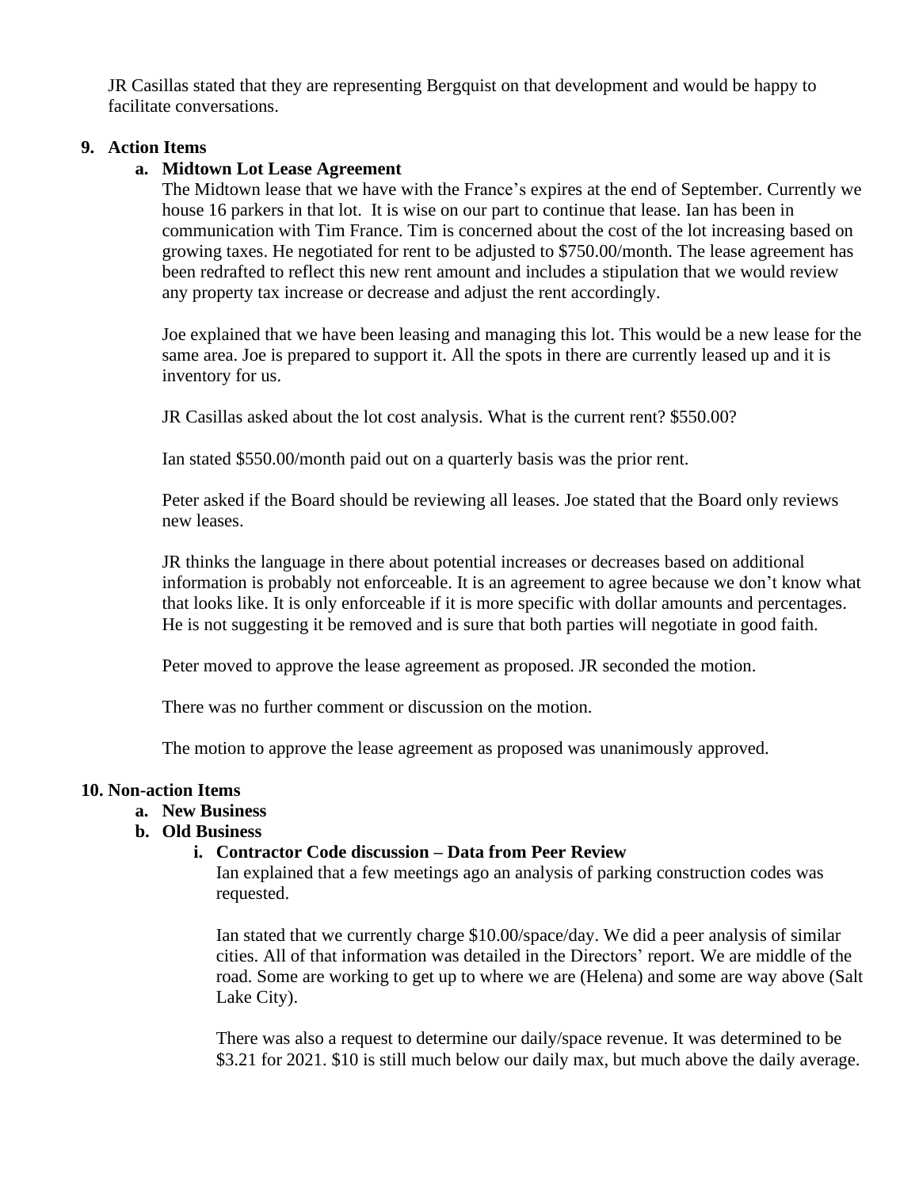JR Casillas stated that they are representing Bergquist on that development and would be happy to facilitate conversations.

**9. Action Items**

**a. Midtown Lot Lease Agreement**

The Midtown lease that we have with the France's expires at the end of September. Currently we house 16 parkers in that lot. It is wise on our part to continue that lease. Ian has been in communication with Tim France. Tim is concerned about the cost of the lot increasing based on growing taxes. He negotiated for rent to be adjusted to $750.00/month. The lease agreement has been redrafted to reflect this new rent amount and includes a stipulation that we would review any property tax increase or decrease and adjust the rent accordingly.

Joe explained that we have been leasing and managing this lot. This would be a new lease for the same area. Joe is prepared to support it. All the spots in there are currently leased up and it is inventory for us.

JR Casillas asked about the lot cost analysis. What is the current rent? $550.00?

Ian stated $550.00/month paid out on a quarterly basis was the prior rent.

Peter asked if the Board should be reviewing all leases. Joe stated that the Board only reviews new leases.

JR thinks the language in there about potential increases or decreases based on additional information is probably not enforceable. It is an agreement to agree because we don't know what that looks like. It is only enforceable if it is more specific with dollar amounts and percentages. He is not suggesting it be removed and is sure that both parties will negotiate in good faith.

Peter moved to approve the lease agreement as proposed. JR seconded the motion.

There was no further comment or discussion on the motion.

The motion to approve the lease agreement as proposed was unanimously approved.

**10. Non-action Items**

**a. New Business**

**b. Old Business**

**i. Contractor Code discussion – Data from Peer Review**

Ian explained that a few meetings ago an analysis of parking construction codes was requested.

Ian stated that we currently charge $10.00/space/day. We did a peer analysis of similar cities. All of that information was detailed in the Directors' report. We are middle of the road. Some are working to get up to where we are (Helena) and some are way above (Salt Lake City).

There was also a request to determine our daily/space revenue. It was determined to be $3.21 for 2021. $10 is still much below our daily max, but much above the daily average.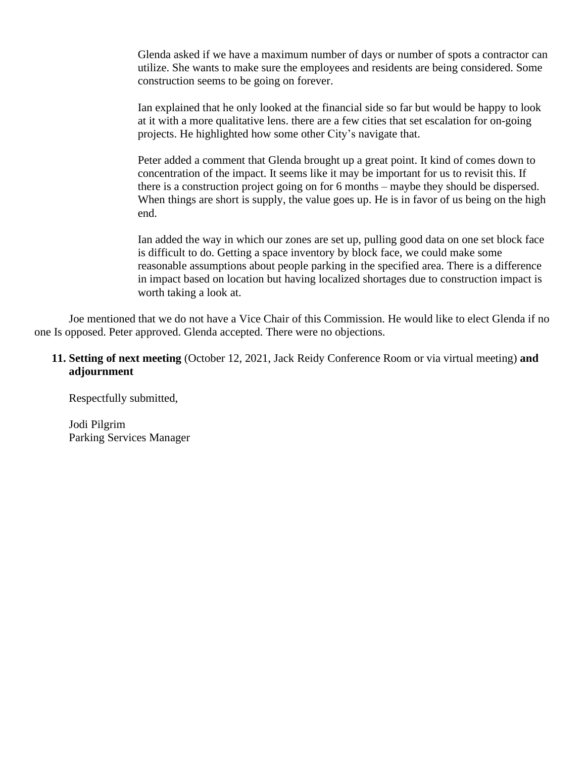Glenda asked if we have a maximum number of days or number of spots a contractor can utilize. She wants to make sure the employees and residents are being considered. Some construction seems to be going on forever.

Ian explained that he only looked at the financial side so far but would be happy to look at it with a more qualitative lens. there are a few cities that set escalation for on-going projects. He highlighted how some other City's navigate that.

Peter added a comment that Glenda brought up a great point. It kind of comes down to concentration of the impact. It seems like it may be important for us to revisit this. If there is a construction project going on for 6 months – maybe they should be dispersed. When things are short is supply, the value goes up. He is in favor of us being on the high end.

Ian added the way in which our zones are set up, pulling good data on one set block face is difficult to do. Getting a space inventory by block face, we could make some reasonable assumptions about people parking in the specified area. There is a difference in impact based on location but having localized shortages due to construction impact is worth taking a look at.

Joe mentioned that we do not have a Vice Chair of this Commission. He would like to elect Glenda if no one Is opposed. Peter approved. Glenda accepted. There were no objections.

11. **Setting of next meeting** (October 12, 2021, Jack Reidy Conference Room or via virtual meeting) **and adjournment**

Respectfully submitted,

Jodi Pilgrim
Parking Services Manager